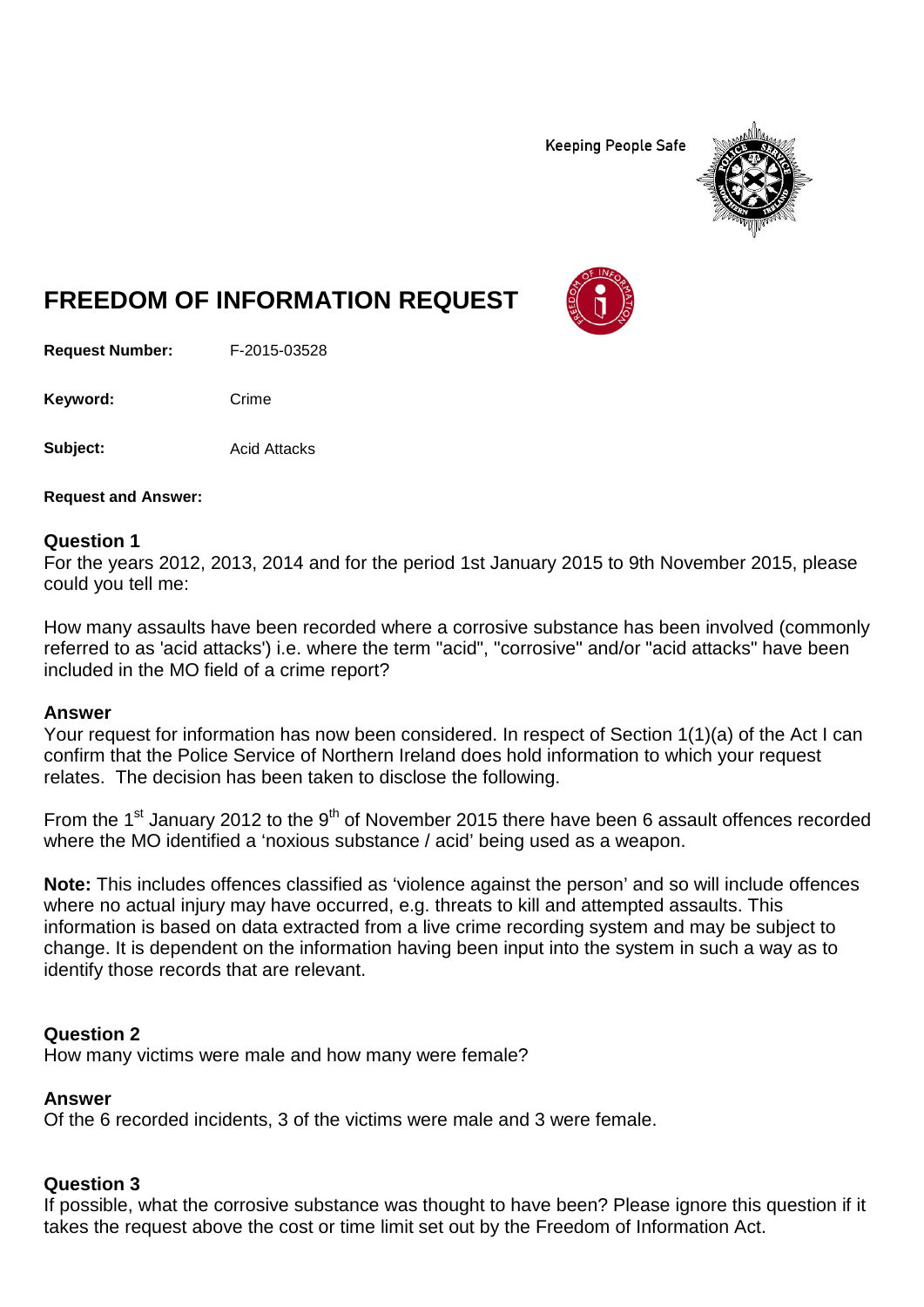Keeping People Safe

# FREEDOM OF INFORMATION REQUEST

**Request Number:** F-2015-03528

**Keyword:** Crime

**Subject:** Acid Attacks

**Request and Answer:**

### Question 1

For the years 2012, 2013, 2014 and for the period 1st January 2015 to 9th November 2015, please could you tell me:

How many assaults have been recorded where a corrosive substance has been involved (commonly referred to as 'acid attacks') i.e. where the term "acid", "corrosive" and/or "acid attacks" have been included in the MO field of a crime report?

### Answer

Your request for information has now been considered. In respect of Section 1(1)(a) of the Act I can confirm that the Police Service of Northern Ireland does hold information to which your request relates. The decision has been taken to disclose the following.

From the 1st January 2012 to the 9th of November 2015 there have been 6 assault offences recorded where the MO identified a 'noxious substance / acid' being used as a weapon.

**Note:** This includes offences classified as 'violence against the person' and so will include offences where no actual injury may have occurred, e.g. threats to kill and attempted assaults. This information is based on data extracted from a live crime recording system and may be subject to change. It is dependent on the information having been input into the system in such a way as to identify those records that are relevant.

### Question 2

How many victims were male and how many were female?

### Answer

Of the 6 recorded incidents, 3 of the victims were male and 3 were female.

### Question 3

If possible, what the corrosive substance was thought to have been? Please ignore this question if it takes the request above the cost or time limit set out by the Freedom of Information Act.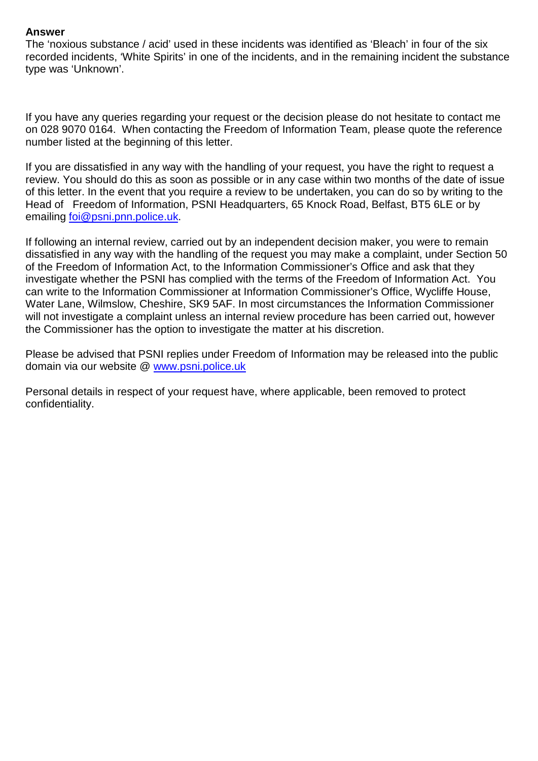**Answer**

The 'noxious substance / acid' used in these incidents was identified as 'Bleach' in four of the six recorded incidents, 'White Spirits' in one of the incidents, and in the remaining incident the substance type was 'Unknown'.

If you have any queries regarding your request or the decision please do not hesitate to contact me on 028 9070 0164. When contacting the Freedom of Information Team, please quote the reference number listed at the beginning of this letter.

If you are dissatisfied in any way with the handling of your request, you have the right to request a review. You should do this as soon as possible or in any case within two months of the date of issue of this letter. In the event that you require a review to be undertaken, you can do so by writing to the Head of Freedom of Information, PSNI Headquarters, 65 Knock Road, Belfast, BT5 6LE or by emailing foi@psni.pnn.police.uk.

If following an internal review, carried out by an independent decision maker, you were to remain dissatisfied in any way with the handling of the request you may make a complaint, under Section 50 of the Freedom of Information Act, to the Information Commissioner's Office and ask that they investigate whether the PSNI has complied with the terms of the Freedom of Information Act. You can write to the Information Commissioner at Information Commissioner's Office, Wycliffe House, Water Lane, Wilmslow, Cheshire, SK9 5AF. In most circumstances the Information Commissioner will not investigate a complaint unless an internal review procedure has been carried out, however the Commissioner has the option to investigate the matter at his discretion.

Please be advised that PSNI replies under Freedom of Information may be released into the public domain via our website @ www.psni.police.uk

Personal details in respect of your request have, where applicable, been removed to protect confidentiality.